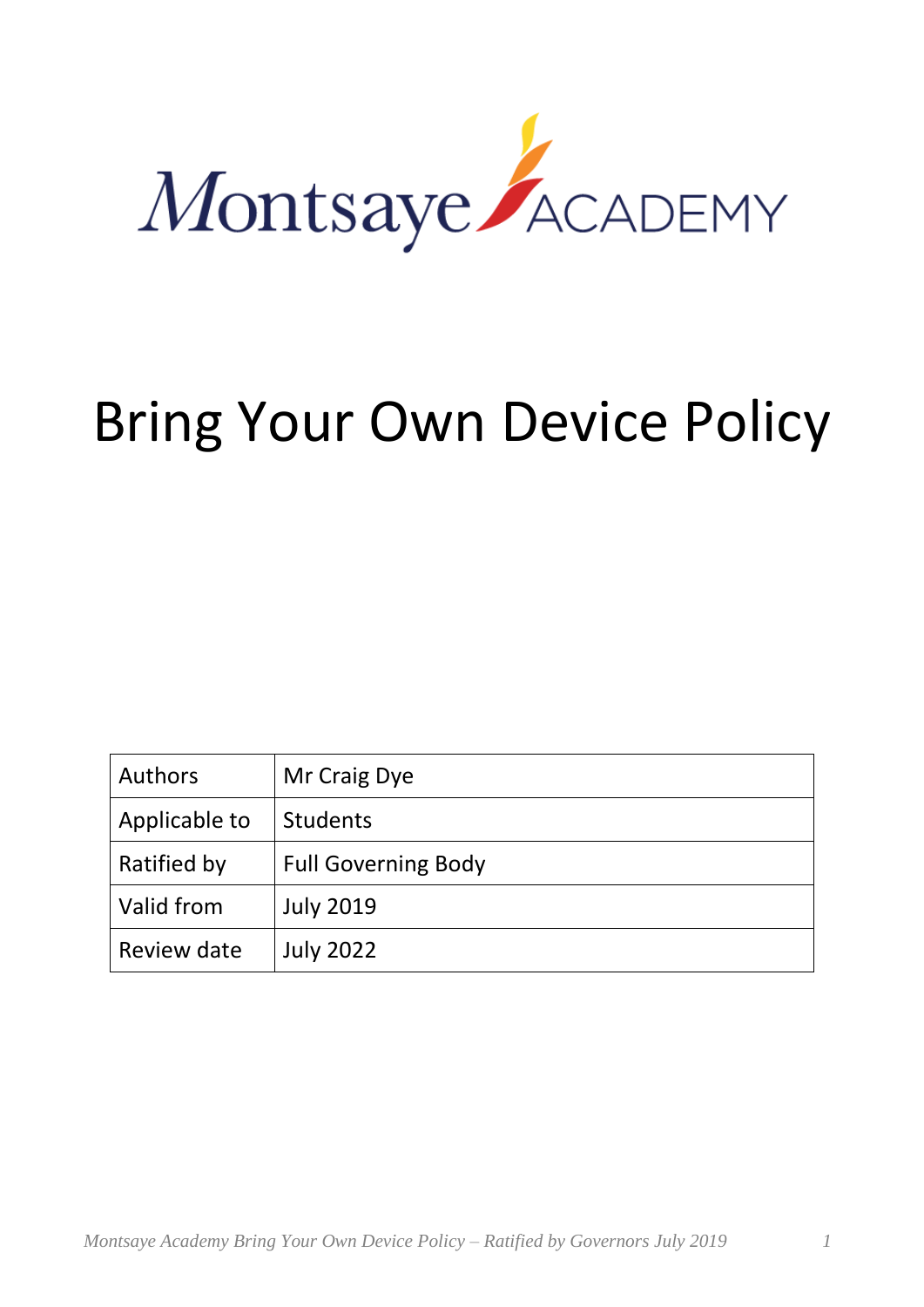Montsaye ACADEMY

# Bring Your Own Device Policy

| Authors | Mr Craig Dye |
|---|---|
| Applicable to | Students |
| Ratified by | Full Governing Body |
| Valid from | July 2019 |
| Review date | July 2022 |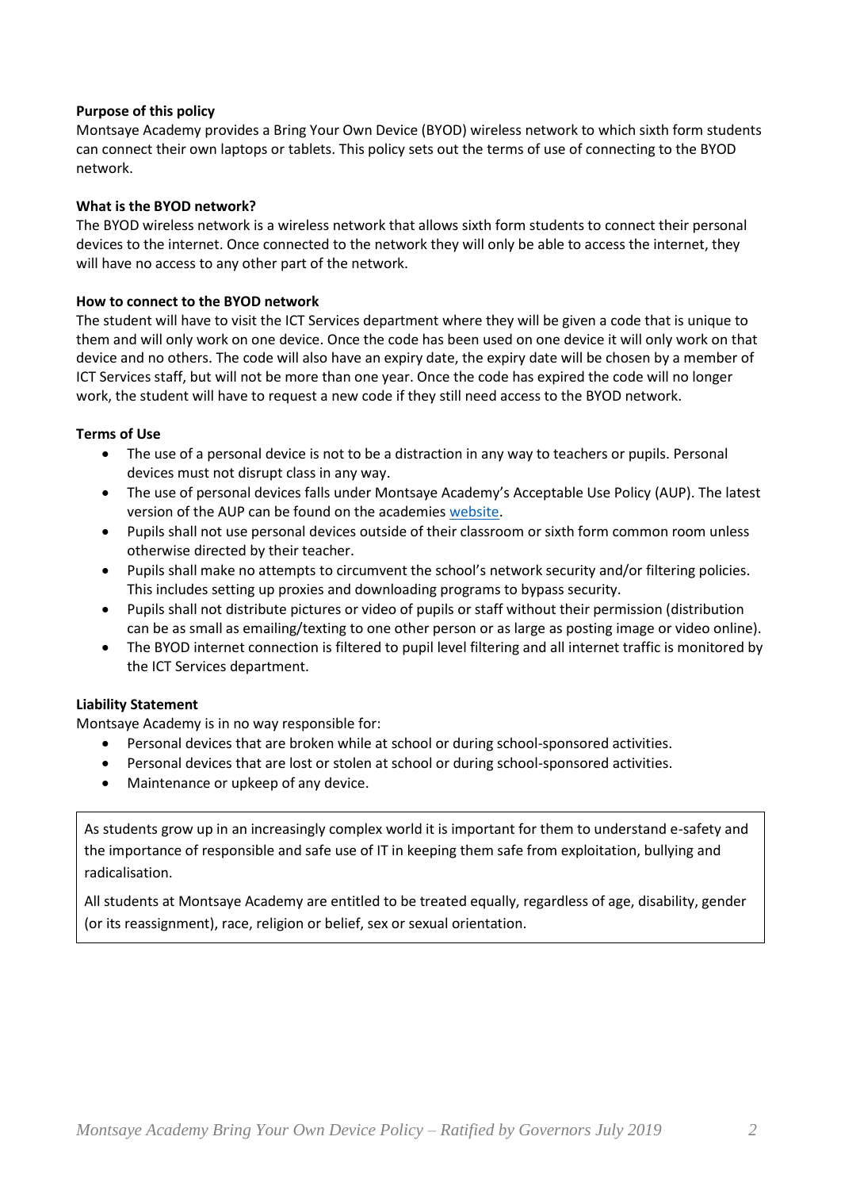**Purpose of this policy**

Montsaye Academy provides a Bring Your Own Device (BYOD) wireless network to which sixth form students can connect their own laptops or tablets. This policy sets out the terms of use of connecting to the BYOD network.

**What is the BYOD network?**

The BYOD wireless network is a wireless network that allows sixth form students to connect their personal devices to the internet. Once connected to the network they will only be able to access the internet, they will have no access to any other part of the network.

**How to connect to the BYOD network**

The student will have to visit the ICT Services department where they will be given a code that is unique to them and will only work on one device. Once the code has been used on one device it will only work on that device and no others. The code will also have an expiry date, the expiry date will be chosen by a member of ICT Services staff, but will not be more than one year. Once the code has expired the code will no longer work, the student will have to request a new code if they still need access to the BYOD network.

**Terms of Use**

- The use of a personal device is not to be a distraction in any way to teachers or pupils. Personal devices must not disrupt class in any way.
- The use of personal devices falls under Montsaye Academy's Acceptable Use Policy (AUP). The latest version of the AUP can be found on the academies website.
- Pupils shall not use personal devices outside of their classroom or sixth form common room unless otherwise directed by their teacher.
- Pupils shall make no attempts to circumvent the school's network security and/or filtering policies. This includes setting up proxies and downloading programs to bypass security.
- Pupils shall not distribute pictures or video of pupils or staff without their permission (distribution can be as small as emailing/texting to one other person or as large as posting image or video online).
- The BYOD internet connection is filtered to pupil level filtering and all internet traffic is monitored by the ICT Services department.

**Liability Statement**

Montsaye Academy is in no way responsible for:

- Personal devices that are broken while at school or during school-sponsored activities.
- Personal devices that are lost or stolen at school or during school-sponsored activities.
- Maintenance or upkeep of any device.

As students grow up in an increasingly complex world it is important for them to understand e-safety and the importance of responsible and safe use of IT in keeping them safe from exploitation, bullying and radicalisation.

All students at Montsaye Academy are entitled to be treated equally, regardless of age, disability, gender (or its reassignment), race, religion or belief, sex or sexual orientation.